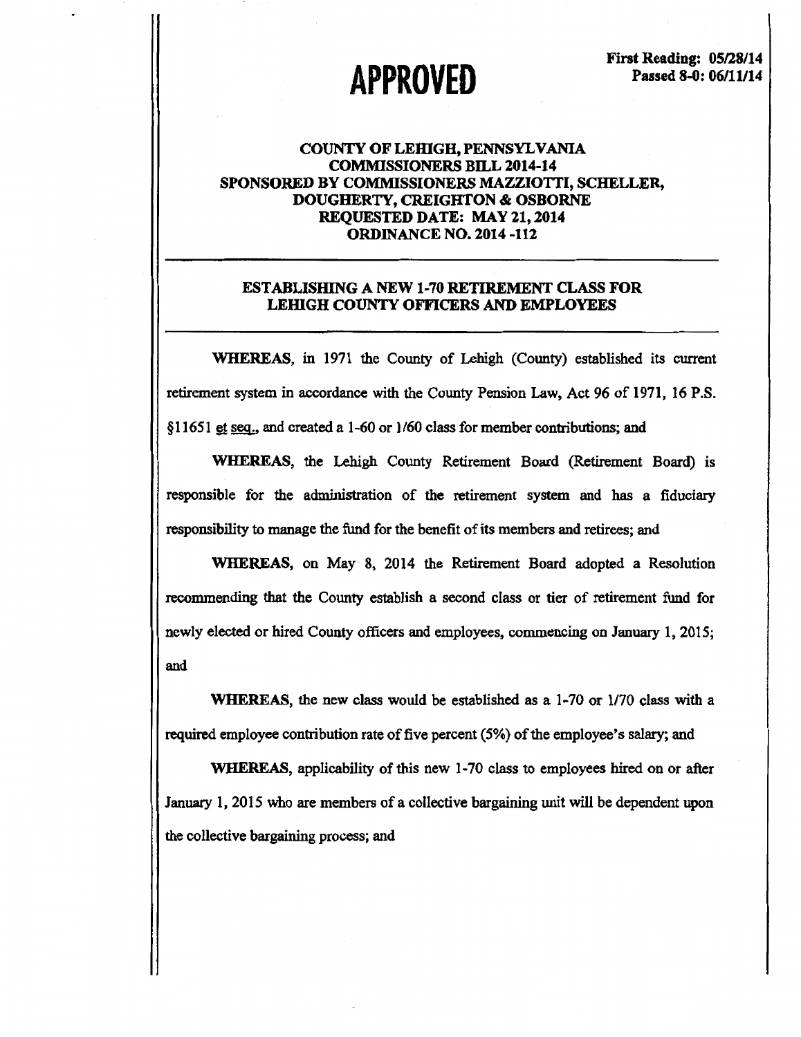**APPROVED**

**First Reading: 05/28/14**
**Passed 8-0: 06/11/14**

**COUNTY OF LEHIGH, PENNSYLVANIA**
**COMMISSIONERS BILL 2014-14**
**SPONSORED BY COMMISSIONERS MAZZIOTTI, SCHELLER, DOUGHERTY, CREIGHTON & OSBORNE**
**REQUESTED DATE: MAY 21, 2014**
**ORDINANCE NO. 2014 -112**

---

**ESTABLISHING A NEW 1-70 RETIREMENT CLASS FOR LEHIGH COUNTY OFFICERS AND EMPLOYEES**

---

**WHEREAS**, in 1971 the County of Lehigh (County) established its current retirement system in accordance with the County Pension Law, Act 96 of 1971, 16 P.S. §11651 et seq., and created a 1-60 or 1/60 class for member contributions; and

**WHEREAS**, the Lehigh County Retirement Board (Retirement Board) is responsible for the administration of the retirement system and has a fiduciary responsibility to manage the fund for the benefit of its members and retirees; and

**WHEREAS**, on May 8, 2014 the Retirement Board adopted a Resolution recommending that the County establish a second class or tier of retirement fund for newly elected or hired County officers and employees, commencing on January 1, 2015; and

**WHEREAS**, the new class would be established as a 1-70 or 1/70 class with a required employee contribution rate of five percent (5%) of the employee's salary; and

**WHEREAS**, applicability of this new 1-70 class to employees hired on or after January 1, 2015 who are members of a collective bargaining unit will be dependent upon the collective bargaining process; and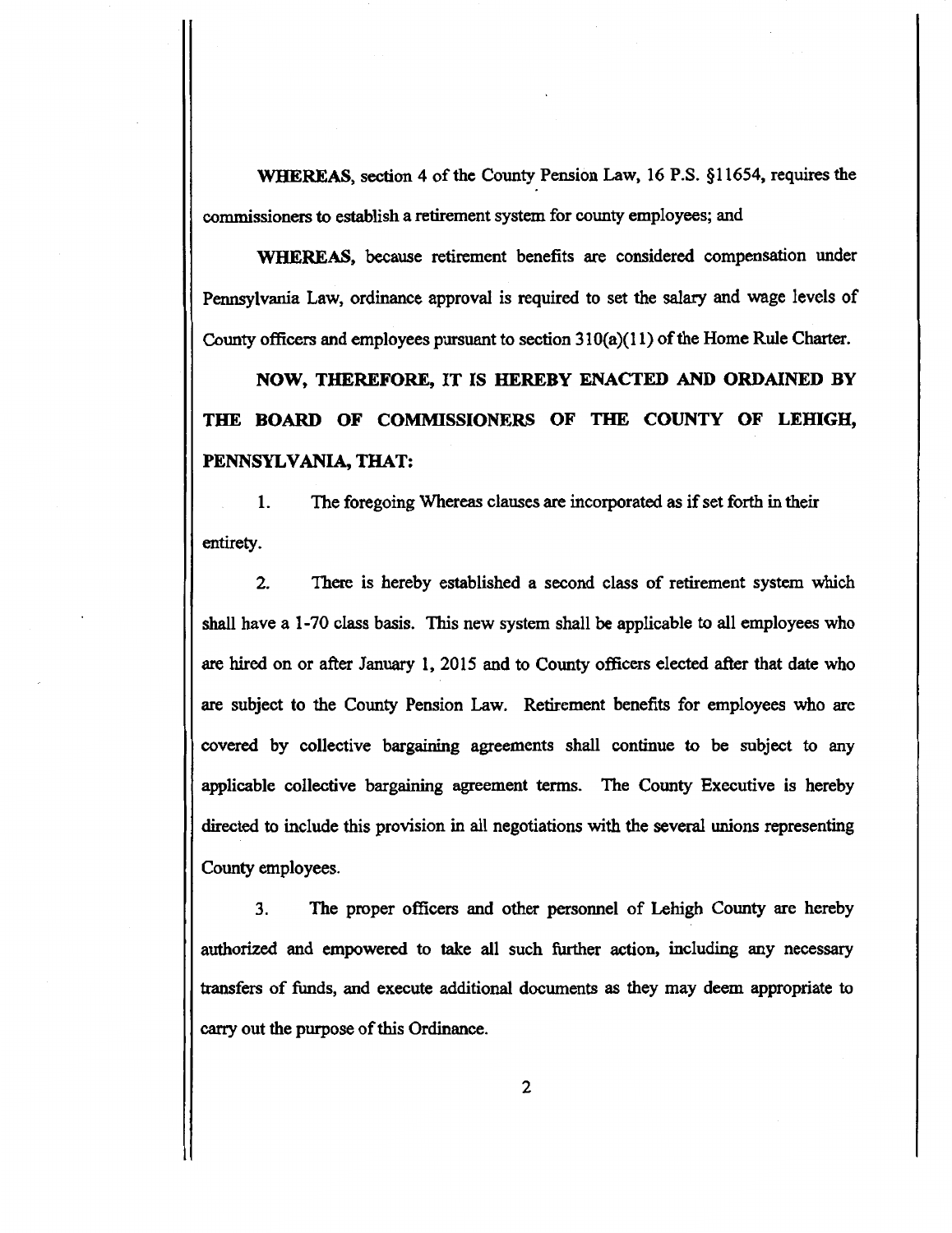**WHEREAS**, section 4 of the County Pension Law, 16 P.S. §11654, requires the commissioners to establish a retirement system for county employees; and

**WHEREAS,** because retirement benefits are considered compensation under Pennsylvania Law, ordinance approval is required to set the salary and wage levels of County officers and employees pursuant to section 310(a)(11) of the Home Rule Charter.

**NOW, THEREFORE, IT IS HEREBY ENACTED AND ORDAINED BY THE BOARD OF COMMISSIONERS OF THE COUNTY OF LEHIGH, PENNSYLVANIA, THAT:**

1. The foregoing Whereas clauses are incorporated as if set forth in their entirety.

2. There is hereby established a second class of retirement system which shall have a 1-70 class basis. This new system shall be applicable to all employees who are hired on or after January 1, 2015 and to County officers elected after that date who are subject to the County Pension Law. Retirement benefits for employees who are covered by collective bargaining agreements shall continue to be subject to any applicable collective bargaining agreement terms. The County Executive is hereby directed to include this provision in all negotiations with the several unions representing County employees.

3. The proper officers and other personnel of Lehigh County are hereby authorized and empowered to take all such further action, including any necessary transfers of funds, and execute additional documents as they may deem appropriate to carry out the purpose of this Ordinance.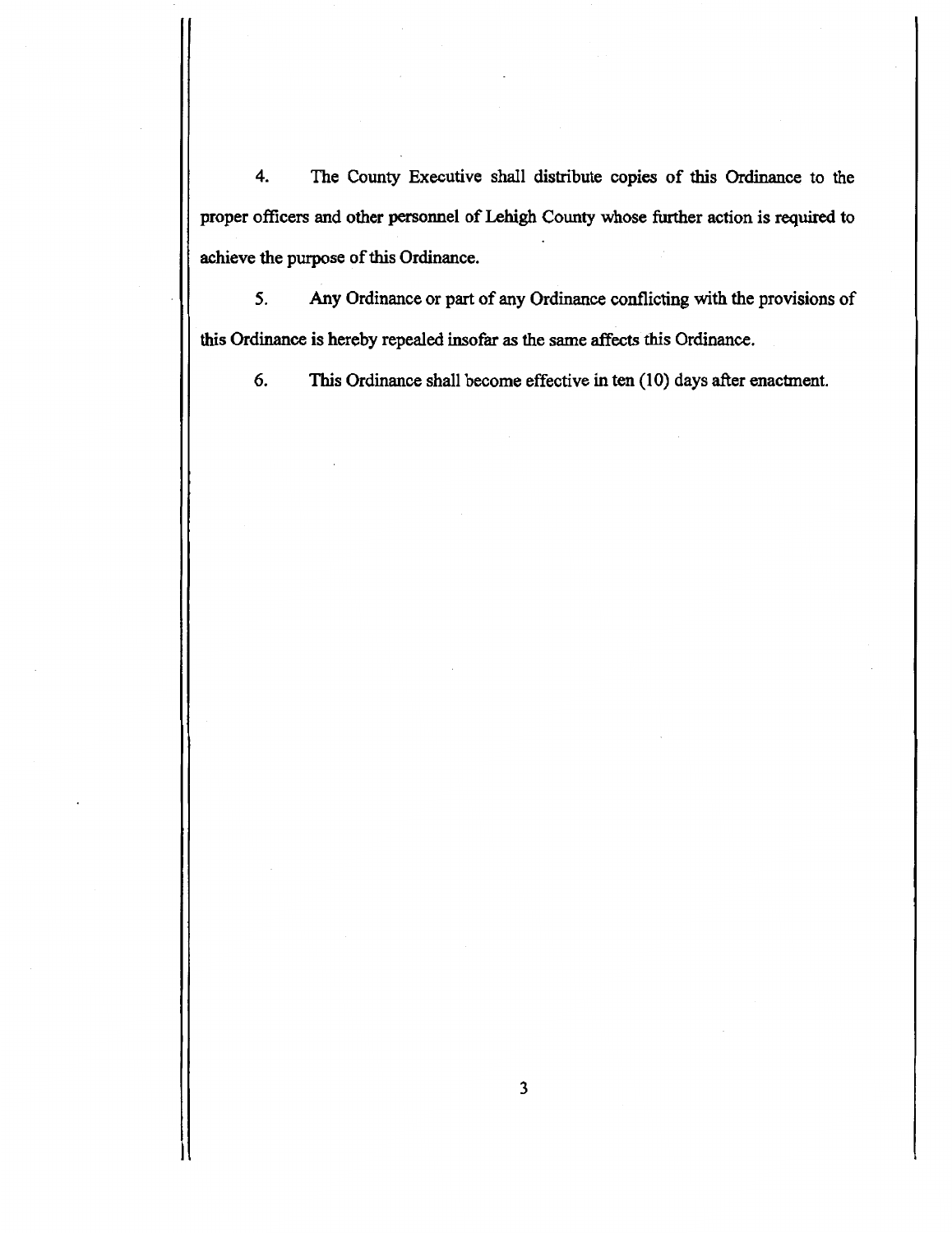4. The County Executive shall distribute copies of this Ordinance to the proper officers and other personnel of Lehigh County whose further action is required to achieve the purpose of this Ordinance.

5. Any Ordinance or part of any Ordinance conflicting with the provisions of this Ordinance is hereby repealed insofar as the same affects this Ordinance.

6. This Ordinance shall become effective in ten (10) days after enactment.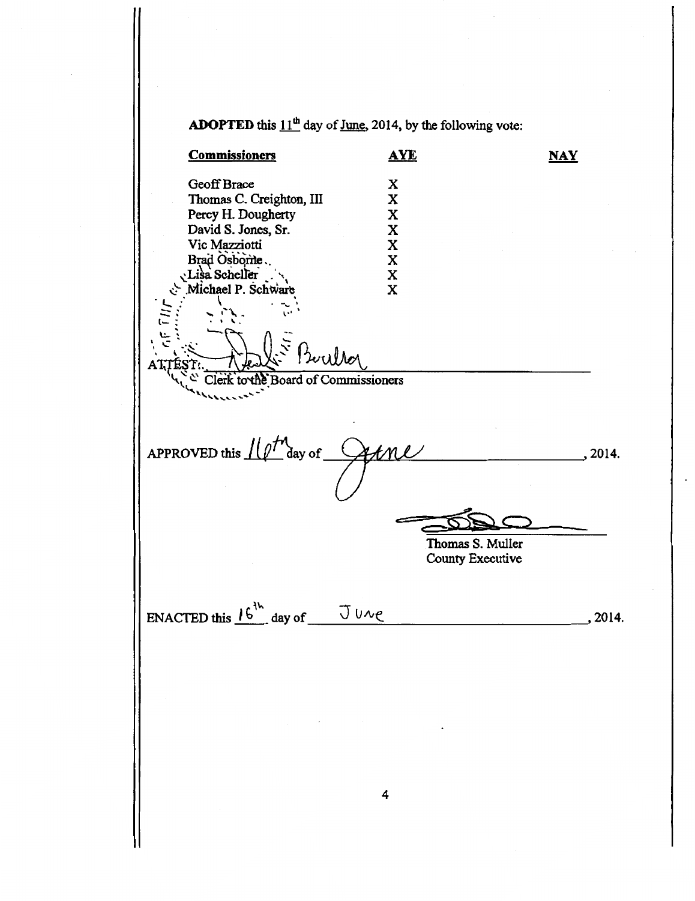**ADOPTED** this 11[th] day of June, 2014, by the following vote:

| Commissioners | AYE | NAY |
|---|---|---|
| Geoff Brace | X | |
| Thomas C. Creighton, III | X | |
| Percy H. Dougherty | X | |
| David S. Jones, Sr. | X | |
| Vic Mazziotti | X | |
| Brad Osborne | X | |
| Lisa Scheller | X | |
| Michael P. Schware | X | |

ATTEST: Brubaker
Clerk to the Board of Commissioners

APPROVED this 16th day of June, 2014.

Thomas S. Muller
County Executive

ENACTED this 16th day of June, 2014.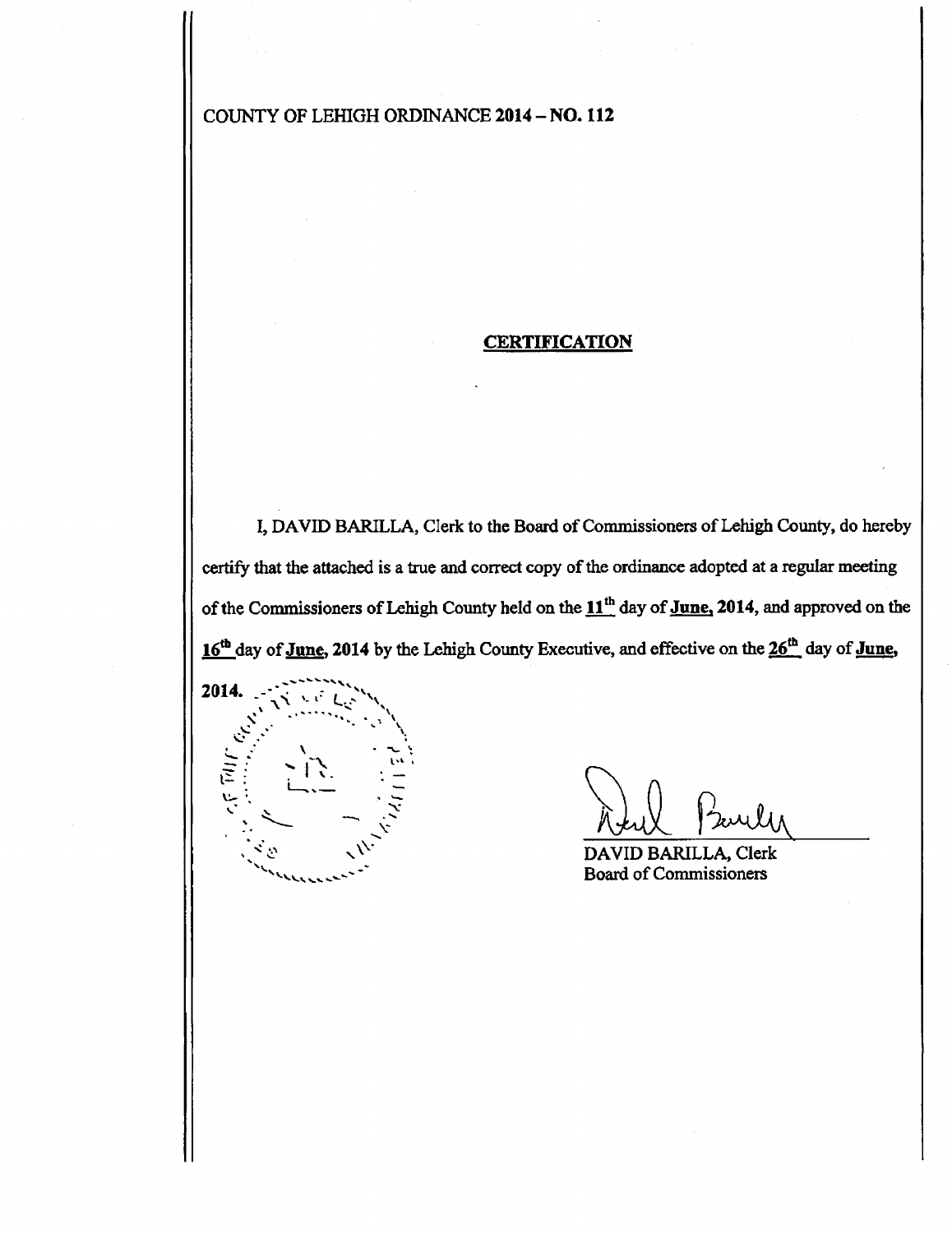COUNTY OF LEHIGH ORDINANCE **2014 – NO. 112**

## CERTIFICATION

I, DAVID BARILLA, Clerk to the Board of Commissioners of Lehigh County, do hereby certify that the attached is a true and correct copy of the ordinance adopted at a regular meeting of the Commissioners of Lehigh County held on the **11th** day of **June, 2014**, and approved on the **16th** day of **June, 2014** by the Lehigh County Executive, and effective on the **26th** day of **June, 2014.**

DAVID BARILLA, Clerk
Board of Commissioners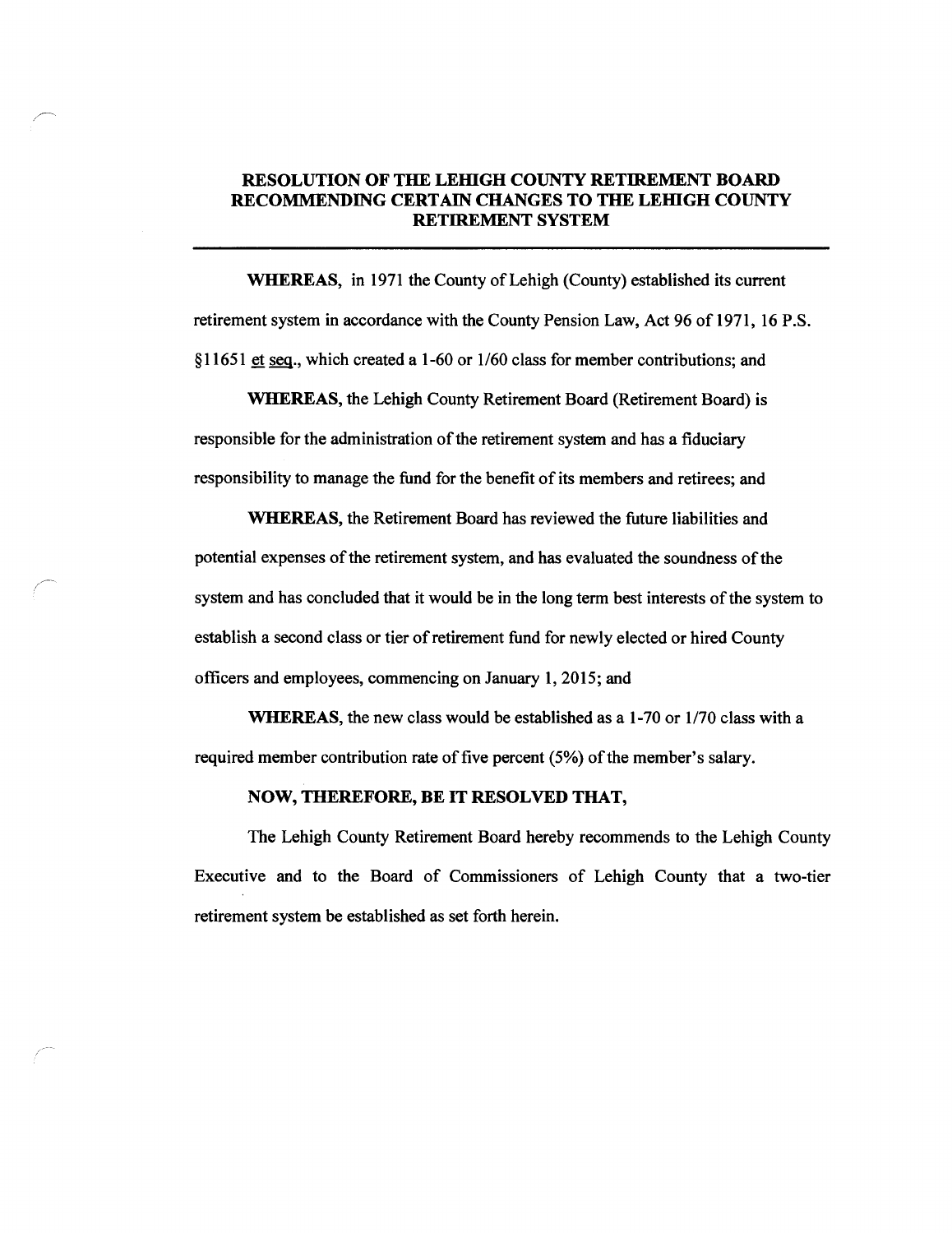# RESOLUTION OF THE LEHIGH COUNTY RETIREMENT BOARD RECOMMENDING CERTAIN CHANGES TO THE LEHIGH COUNTY RETIREMENT SYSTEM

---

**WHEREAS,** in 1971 the County of Lehigh (County) established its current retirement system in accordance with the County Pension Law, Act 96 of 1971, 16 P.S. §11651 <u>et seq</u>., which created a 1-60 or 1/60 class for member contributions; and

**WHEREAS,** the Lehigh County Retirement Board (Retirement Board) is responsible for the administration of the retirement system and has a fiduciary responsibility to manage the fund for the benefit of its members and retirees; and

**WHEREAS,** the Retirement Board has reviewed the future liabilities and potential expenses of the retirement system, and has evaluated the soundness of the system and has concluded that it would be in the long term best interests of the system to establish a second class or tier of retirement fund for newly elected or hired County officers and employees, commencing on January 1, 2015; and

**WHEREAS,** the new class would be established as a 1-70 or 1/70 class with a required member contribution rate of five percent (5%) of the member's salary.

**NOW, THEREFORE, BE IT RESOLVED THAT,**

The Lehigh County Retirement Board hereby recommends to the Lehigh County Executive and to the Board of Commissioners of Lehigh County that a two-tier retirement system be established as set forth herein.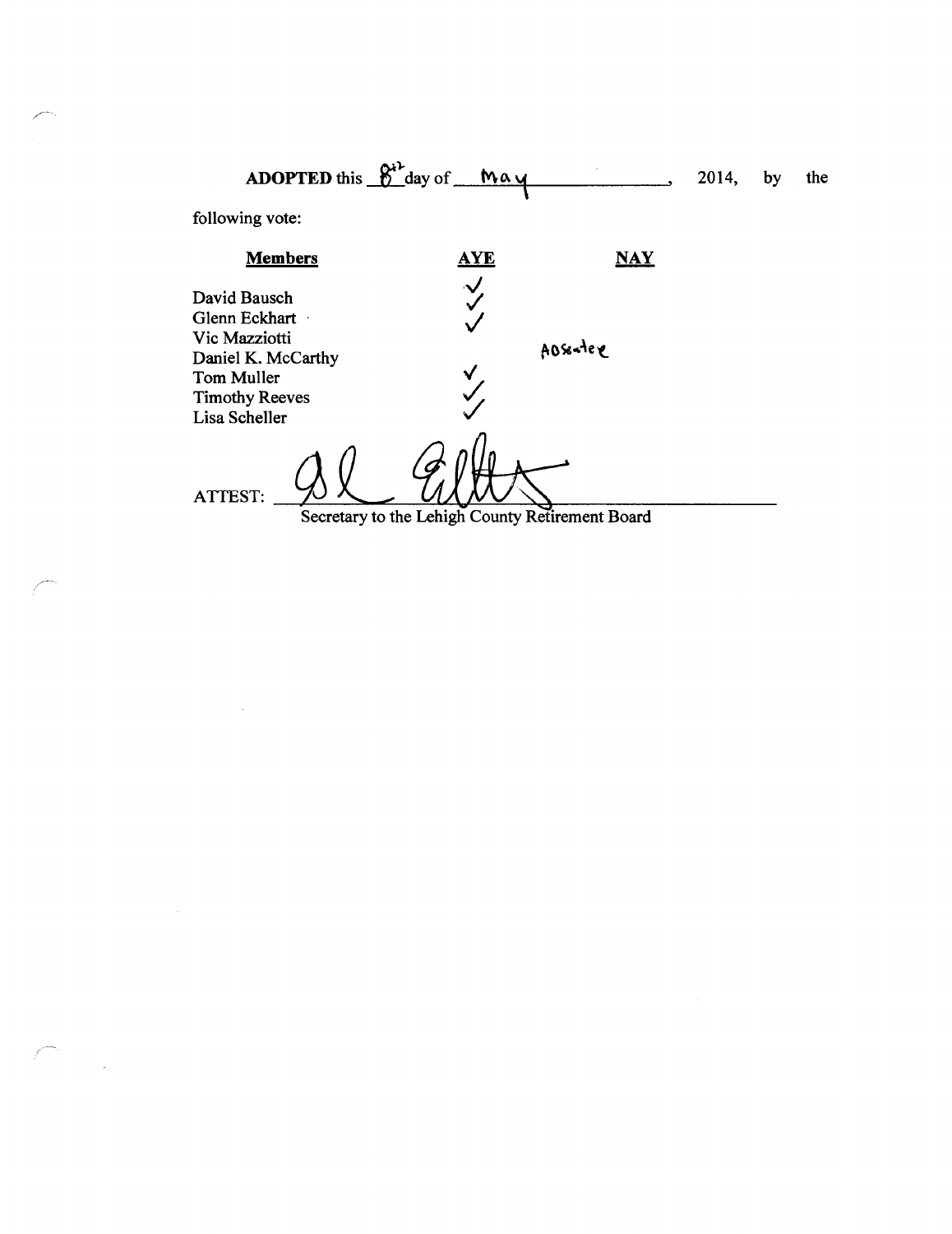**ADOPTED** this 8th day of May, 2014, by the following vote:

| **Members** | **AYE** | **NAY** |
|---|---|---|
| David Bausch | ✓ | |
| Glenn Eckhart | ✓ | |
| Vic Mazziotti | ✓ | |
| Daniel K. McCarthy | | Absent |
| Tom Muller | ✓ | |
| Timothy Reeves | ✓ | |
| Lisa Scheller | ✓ | |

ATTEST: ______________________________
Secretary to the Lehigh County Retirement Board